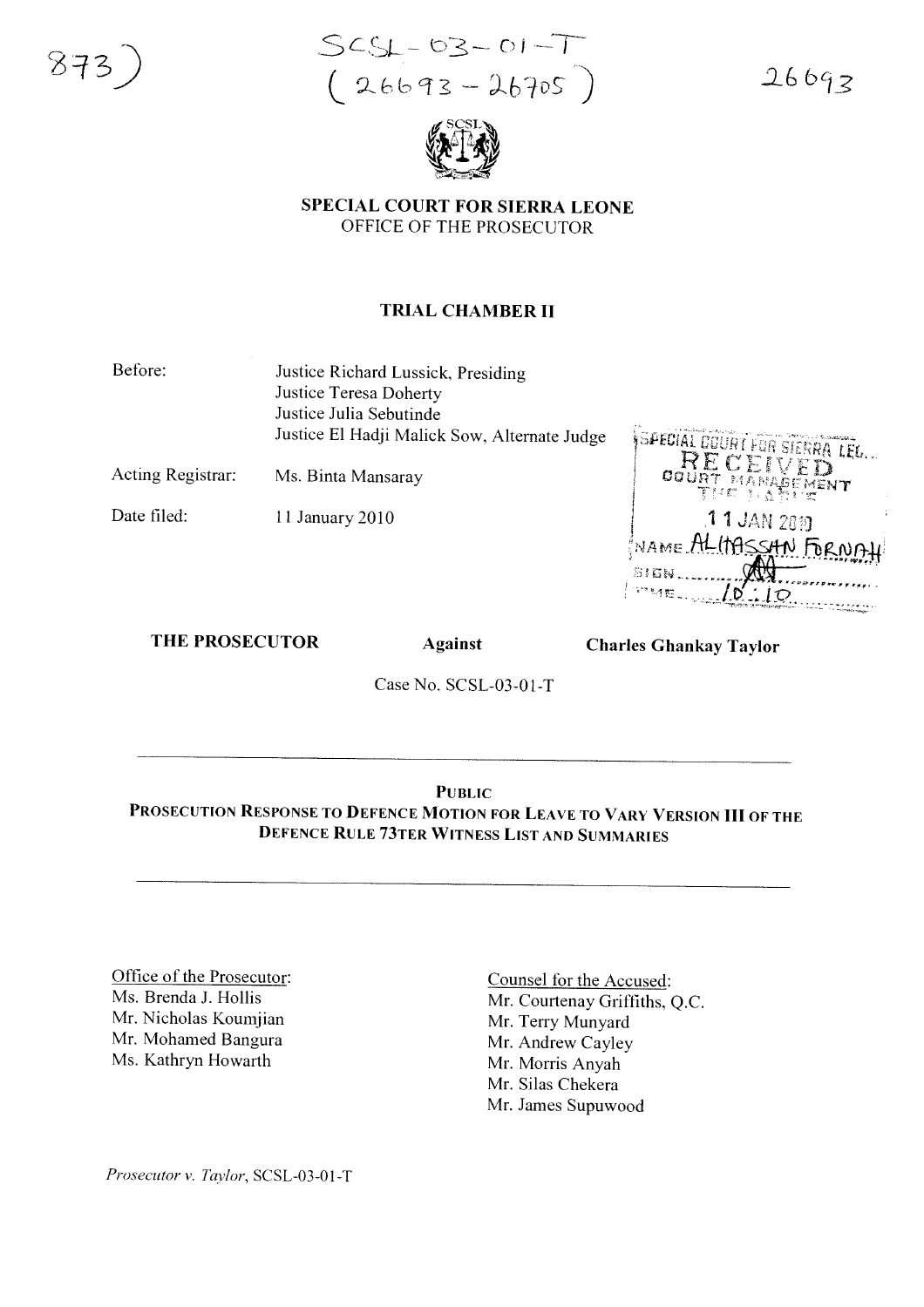873)

SCSL-03-01-T
(26693-26705)

26693

**SPECIAL COURT FOR SIERRA LEONE**
OFFICE OF THE PROSECUTOR

**TRIAL CHAMBER II**

| | |
|---|---|
| Before: | Justice Richard Lussick, Presiding<br>Justice Teresa Doherty<br>Justice Julia Sebutinde<br>Justice El Hadji Malick Sow, Alternate Judge |
| Acting Registrar: | Ms. Binta Mansaray |
| Date filed: | 11 January 2010 |

SPECIAL COURT FOR SIERRA LEONE
RECEIVED
COURT MANAGEMENT
THE HAGUE
11 JAN 2010
NAME ALHASSAN FORNAH
SIGN
TIME 10:10

**THE PROSECUTOR** **Against** **Charles Ghankay Taylor**

Case No. SCSL-03-01-T

---

**PUBLIC**

**PROSECUTION RESPONSE TO DEFENCE MOTION FOR LEAVE TO VARY VERSION III OF THE DEFENCE RULE 73TER WITNESS LIST AND SUMMARIES**

---

Office of the Prosecutor:
Ms. Brenda J. Hollis
Mr. Nicholas Koumjian
Mr. Mohamed Bangura
Ms. Kathryn Howarth

Counsel for the Accused:
Mr. Courtenay Griffiths, Q.C.
Mr. Terry Munyard
Mr. Andrew Cayley
Mr. Morris Anyah
Mr. Silas Chekera
Mr. James Supuwood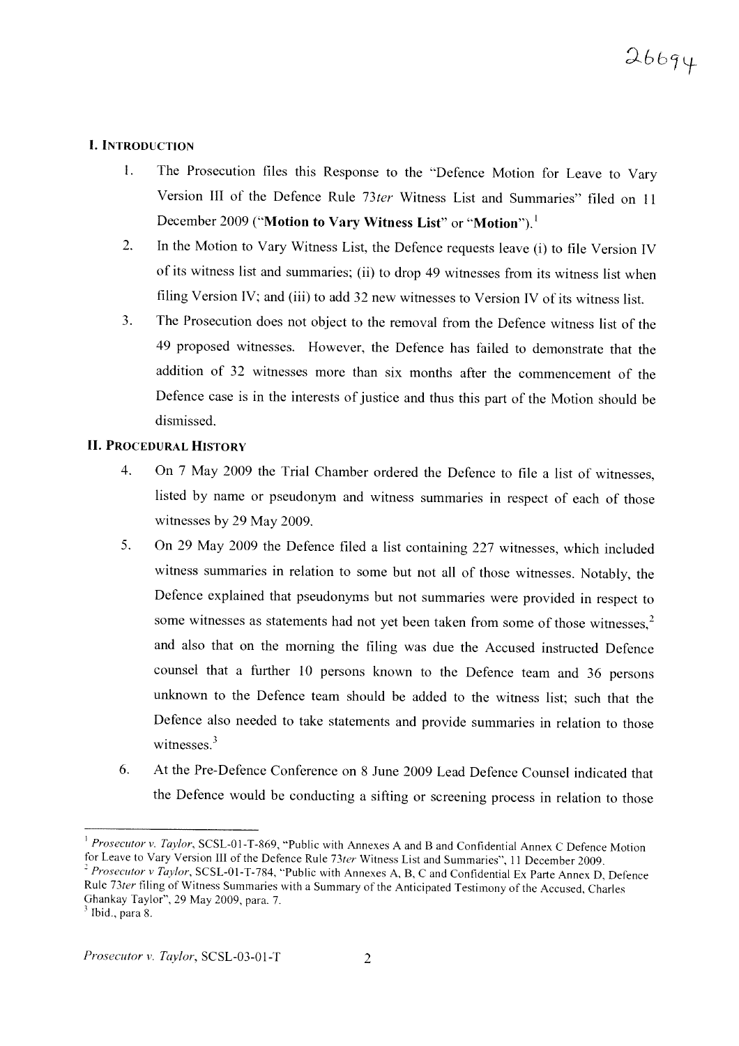## I. INTRODUCTION

1. The Prosecution files this Response to the "Defence Motion for Leave to Vary Version III of the Defence Rule 73*ter* Witness List and Summaries" filed on 11 December 2009 ("**Motion to Vary Witness List**" or "**Motion**").[1]

2. In the Motion to Vary Witness List, the Defence requests leave (i) to file Version IV of its witness list and summaries; (ii) to drop 49 witnesses from its witness list when filing Version IV; and (iii) to add 32 new witnesses to Version IV of its witness list.

3. The Prosecution does not object to the removal from the Defence witness list of the 49 proposed witnesses. However, the Defence has failed to demonstrate that the addition of 32 witnesses more than six months after the commencement of the Defence case is in the interests of justice and thus this part of the Motion should be dismissed.

## II. PROCEDURAL HISTORY

4. On 7 May 2009 the Trial Chamber ordered the Defence to file a list of witnesses, listed by name or pseudonym and witness summaries in respect of each of those witnesses by 29 May 2009.

5. On 29 May 2009 the Defence filed a list containing 227 witnesses, which included witness summaries in relation to some but not all of those witnesses. Notably, the Defence explained that pseudonyms but not summaries were provided in respect to some witnesses as statements had not yet been taken from some of those witnesses,[2] and also that on the morning the filing was due the Accused instructed Defence counsel that a further 10 persons known to the Defence team and 36 persons unknown to the Defence team should be added to the witness list; such that the Defence also needed to take statements and provide summaries in relation to those witnesses.[3]

6. At the Pre-Defence Conference on 8 June 2009 Lead Defence Counsel indicated that the Defence would be conducting a sifting or screening process in relation to those

---

[1] *Prosecutor v. Taylor*, SCSL-01-T-869, "Public with Annexes A and B and Confidential Annex C Defence Motion for Leave to Vary Version III of the Defence Rule 73*ter* Witness List and Summaries", 11 December 2009.

[2] *Prosecutor v Taylor*, SCSL-01-T-784, "Public with Annexes A, B, C and Confidential Ex Parte Annex D, Defence Rule 73*ter* filing of Witness Summaries with a Summary of the Anticipated Testimony of the Accused, Charles Ghankay Taylor", 29 May 2009, para. 7.

[3] Ibid., para 8.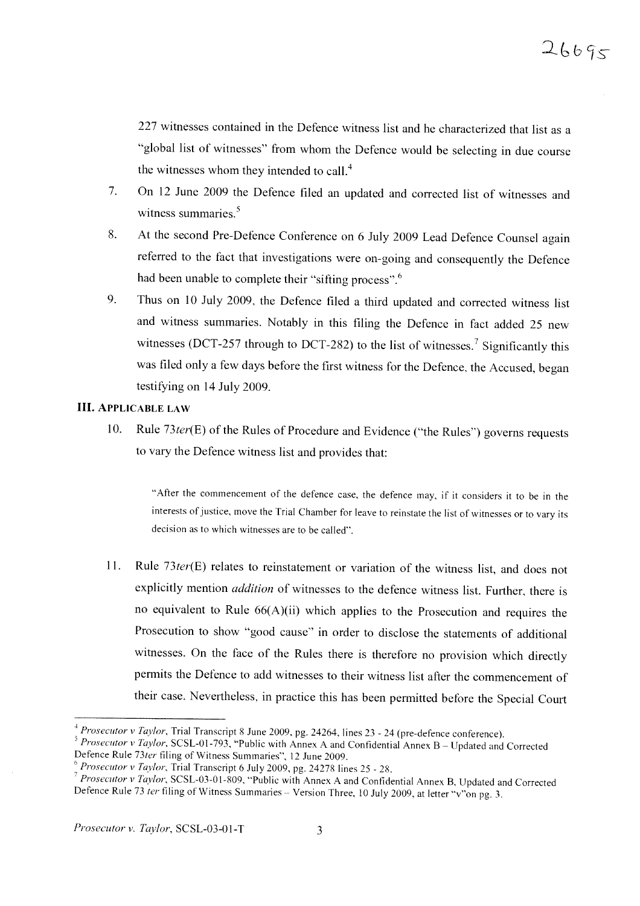227 witnesses contained in the Defence witness list and he characterized that list as a "global list of witnesses" from whom the Defence would be selecting in due course the witnesses whom they intended to call.[4]

7. On 12 June 2009 the Defence filed an updated and corrected list of witnesses and witness summaries.[5]

8. At the second Pre-Defence Conference on 6 July 2009 Lead Defence Counsel again referred to the fact that investigations were on-going and consequently the Defence had been unable to complete their "sifting process".[6]

9. Thus on 10 July 2009, the Defence filed a third updated and corrected witness list and witness summaries. Notably in this filing the Defence in fact added 25 new witnesses (DCT-257 through to DCT-282) to the list of witnesses.[7] Significantly this was filed only a few days before the first witness for the Defence, the Accused, began testifying on 14 July 2009.

### III. APPLICABLE LAW

10. Rule 73*ter*(E) of the Rules of Procedure and Evidence ("the Rules") governs requests to vary the Defence witness list and provides that:

> "After the commencement of the defence case, the defence may, if it considers it to be in the interests of justice, move the Trial Chamber for leave to reinstate the list of witnesses or to vary its decision as to which witnesses are to be called".

11. Rule 73*ter*(E) relates to reinstatement or variation of the witness list, and does not explicitly mention *addition* of witnesses to the defence witness list. Further, there is no equivalent to Rule 66(A)(ii) which applies to the Prosecution and requires the Prosecution to show "good cause" in order to disclose the statements of additional witnesses. On the face of the Rules there is therefore no provision which directly permits the Defence to add witnesses to their witness list after the commencement of their case. Nevertheless, in practice this has been permitted before the Special Court

---

[4] *Prosecutor v Taylor*, Trial Transcript 8 June 2009, pg. 24264, lines 23 - 24 (pre-defence conference).

[5] *Prosecutor v Taylor*, SCSL-01-793, "Public with Annex A and Confidential Annex B – Updated and Corrected Defence Rule 73*ter* filing of Witness Summaries", 12 June 2009.

[6] *Prosecutor v Taylor*, Trial Transcript 6 July 2009, pg. 24278 lines 25 - 28.

[7] *Prosecutor v Taylor*, SCSL-03-01-809, "Public with Annex A and Confidential Annex B, Updated and Corrected Defence Rule 73 *ter* filing of Witness Summaries – Version Three, 10 July 2009, at letter "v"on pg. 3.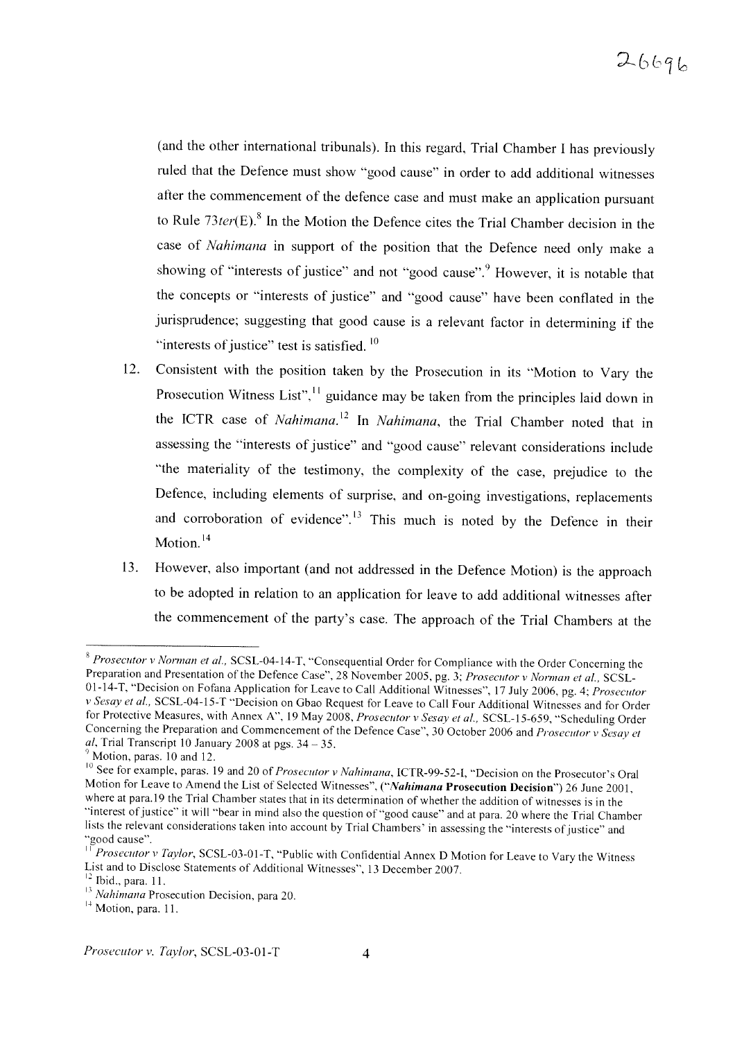(and the other international tribunals). In this regard, Trial Chamber I has previously ruled that the Defence must show "good cause" in order to add additional witnesses after the commencement of the defence case and must make an application pursuant to Rule 73*ter*(E).[8] In the Motion the Defence cites the Trial Chamber decision in the case of *Nahimana* in support of the position that the Defence need only make a showing of "interests of justice" and not "good cause".[9] However, it is notable that the concepts or "interests of justice" and "good cause" have been conflated in the jurisprudence; suggesting that good cause is a relevant factor in determining if the "interests of justice" test is satisfied. [10]

12. Consistent with the position taken by the Prosecution in its "Motion to Vary the Prosecution Witness List",[11] guidance may be taken from the principles laid down in the ICTR case of *Nahimana*.[12] In *Nahimana*, the Trial Chamber noted that in assessing the "interests of justice" and "good cause" relevant considerations include "the materiality of the testimony, the complexity of the case, prejudice to the Defence, including elements of surprise, and on-going investigations, replacements and corroboration of evidence".[13] This much is noted by the Defence in their Motion.[14]

13. However, also important (and not addressed in the Defence Motion) is the approach to be adopted in relation to an application for leave to add additional witnesses after the commencement of the party's case. The approach of the Trial Chambers at the

---

[8] *Prosecutor v Norman et al.*, SCSL-04-14-T, "Consequential Order for Compliance with the Order Concerning the Preparation and Presentation of the Defence Case", 28 November 2005, pg. 3; *Prosecutor v Norman et al.*, SCSL-01-14-T, "Decision on Fofana Application for Leave to Call Additional Witnesses", 17 July 2006, pg. 4; *Prosecutor v Sesay et al.*, SCSL-04-15-T "Decision on Gbao Request for Leave to Call Four Additional Witnesses and for Order for Protective Measures, with Annex A", 19 May 2008, *Prosecutor v Sesay et al.*, SCSL-15-659, "Scheduling Order Concerning the Preparation and Commencement of the Defence Case", 30 October 2006 and *Prosecutor v Sesay et al*, Trial Transcript 10 January 2008 at pgs. 34 – 35.

[9] Motion, paras. 10 and 12.

[10] See for example, paras. 19 and 20 of *Prosecutor v Nahimana*, ICTR-99-52-I, "Decision on the Prosecutor's Oral Motion for Leave to Amend the List of Selected Witnesses", (**"*Nahimana* Prosecution Decision"**) 26 June 2001, where at para.19 the Trial Chamber states that in its determination of whether the addition of witnesses is in the "interest of justice" it will "bear in mind also the question of "good cause" and at para. 20 where the Trial Chamber lists the relevant considerations taken into account by Trial Chambers' in assessing the "interests of justice" and "good cause".

[11] *Prosecutor v Taylor*, SCSL-03-01-T, "Public with Confidential Annex D Motion for Leave to Vary the Witness List and to Disclose Statements of Additional Witnesses", 13 December 2007.

[12] Ibid., para. 11.

[13] *Nahimana* Prosecution Decision, para 20.

[14] Motion, para. 11.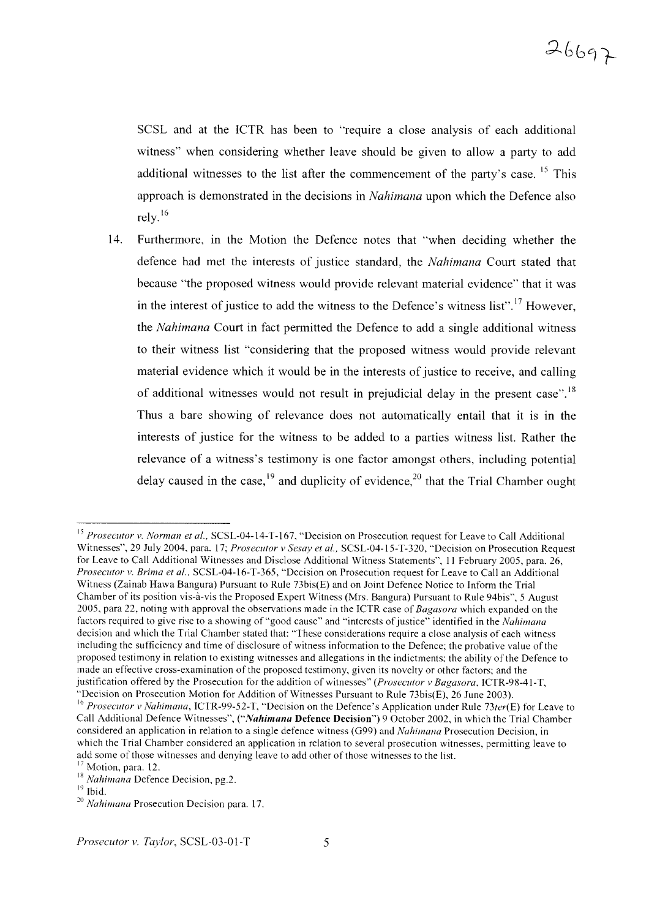SCSL and at the ICTR has been to "require a close analysis of each additional witness" when considering whether leave should be given to allow a party to add additional witnesses to the list after the commencement of the party's case. [15] This approach is demonstrated in the decisions in *Nahimana* upon which the Defence also rely.[16]

14. Furthermore, in the Motion the Defence notes that "when deciding whether the defence had met the interests of justice standard, the *Nahimana* Court stated that because "the proposed witness would provide relevant material evidence" that it was in the interest of justice to add the witness to the Defence's witness list".[17] However, the *Nahimana* Court in fact permitted the Defence to add a single additional witness to their witness list "considering that the proposed witness would provide relevant material evidence which it would be in the interests of justice to receive, and calling of additional witnesses would not result in prejudicial delay in the present case".[18] Thus a bare showing of relevance does not automatically entail that it is in the interests of justice for the witness to be added to a parties witness list. Rather the relevance of a witness's testimony is one factor amongst others, including potential delay caused in the case,[19] and duplicity of evidence,[20] that the Trial Chamber ought

---

[15] *Prosecutor v. Norman et al.*, SCSL-04-14-T-167, "Decision on Prosecution request for Leave to Call Additional Witnesses", 29 July 2004, para. 17; *Prosecutor v Sesay et al.*, SCSL-04-15-T-320, "Decision on Prosecution Request for Leave to Call Additional Witnesses and Disclose Additional Witness Statements", 11 February 2005, para. 26, *Prosecutor v. Brima et al.*, SCSL-04-16-T-365, "Decision on Prosecution request for Leave to Call an Additional Witness (Zainab Hawa Bangura) Pursuant to Rule 73bis(E) and on Joint Defence Notice to Inform the Trial Chamber of its position vis-à-vis the Proposed Expert Witness (Mrs. Bangura) Pursuant to Rule 94bis", 5 August 2005, para 22, noting with approval the observations made in the ICTR case of *Bagasora* which expanded on the factors required to give rise to a showing of "good cause" and "interests of justice" identified in the *Nahimana* decision and which the Trial Chamber stated that: "These considerations require a close analysis of each witness including the sufficiency and time of disclosure of witness information to the Defence; the probative value of the proposed testimony in relation to existing witnesses and allegations in the indictments; the ability of the Defence to made an effective cross-examination of the proposed testimony, given its novelty or other factors; and the justification offered by the Prosecution for the addition of witnesses" (*Prosecutor v Bagasora*, ICTR-98-41-T, "Decision on Prosecution Motion for Addition of Witnesses Pursuant to Rule 73bis(E), 26 June 2003).

[16] *Prosecutor v Nahimana*, ICTR-99-52-T, "Decision on the Defence's Application under Rule 73*ter*(E) for Leave to Call Additional Defence Witnesses", ("***Nahimana* Defence Decision**") 9 October 2002, in which the Trial Chamber considered an application in relation to a single defence witness (G99) and *Nahimana* Prosecution Decision, in which the Trial Chamber considered an application in relation to several prosecution witnesses, permitting leave to add some of those witnesses and denying leave to add other of those witnesses to the list.

[17] Motion, para. 12.

[18] *Nahimana* Defence Decision, pg.2.

[19] Ibid.

[20] *Nahimana* Prosecution Decision para. 17.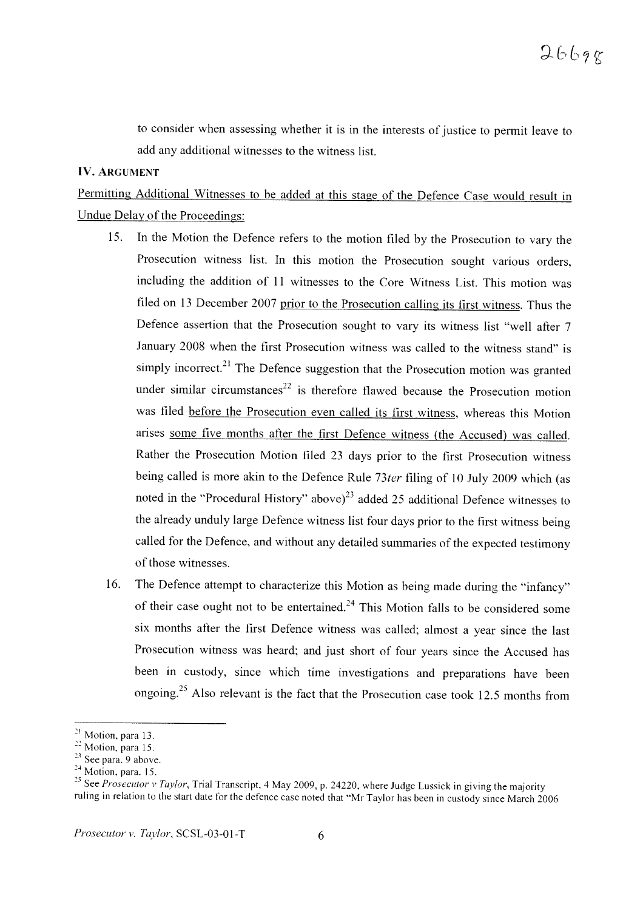to consider when assessing whether it is in the interests of justice to permit leave to add any additional witnesses to the witness list.

## IV. ARGUMENT

Permitting Additional Witnesses to be added at this stage of the Defence Case would result in Undue Delay of the Proceedings:

15. In the Motion the Defence refers to the motion filed by the Prosecution to vary the Prosecution witness list. In this motion the Prosecution sought various orders, including the addition of 11 witnesses to the Core Witness List. This motion was filed on 13 December 2007 prior to the Prosecution calling its first witness. Thus the Defence assertion that the Prosecution sought to vary its witness list "well after 7 January 2008 when the first Prosecution witness was called to the witness stand" is simply incorrect.[21] The Defence suggestion that the Prosecution motion was granted under similar circumstances[22] is therefore flawed because the Prosecution motion was filed before the Prosecution even called its first witness, whereas this Motion arises some five months after the first Defence witness (the Accused) was called. Rather the Prosecution Motion filed 23 days prior to the first Prosecution witness being called is more akin to the Defence Rule 73*ter* filing of 10 July 2009 which (as noted in the "Procedural History" above)[23] added 25 additional Defence witnesses to the already unduly large Defence witness list four days prior to the first witness being called for the Defence, and without any detailed summaries of the expected testimony of those witnesses.

16. The Defence attempt to characterize this Motion as being made during the "infancy" of their case ought not to be entertained.[24] This Motion falls to be considered some six months after the first Defence witness was called; almost a year since the last Prosecution witness was heard; and just short of four years since the Accused has been in custody, since which time investigations and preparations have been ongoing.[25] Also relevant is the fact that the Prosecution case took 12.5 months from

---

[21] Motion, para 13.

[22] Motion, para 15.

[23] See para. 9 above.

[24] Motion, para. 15.

[25] See *Prosecutor v Taylor*, Trial Transcript, 4 May 2009, p. 24220, where Judge Lussick in giving the majority ruling in relation to the start date for the defence case noted that "Mr Taylor has been in custody since March 2006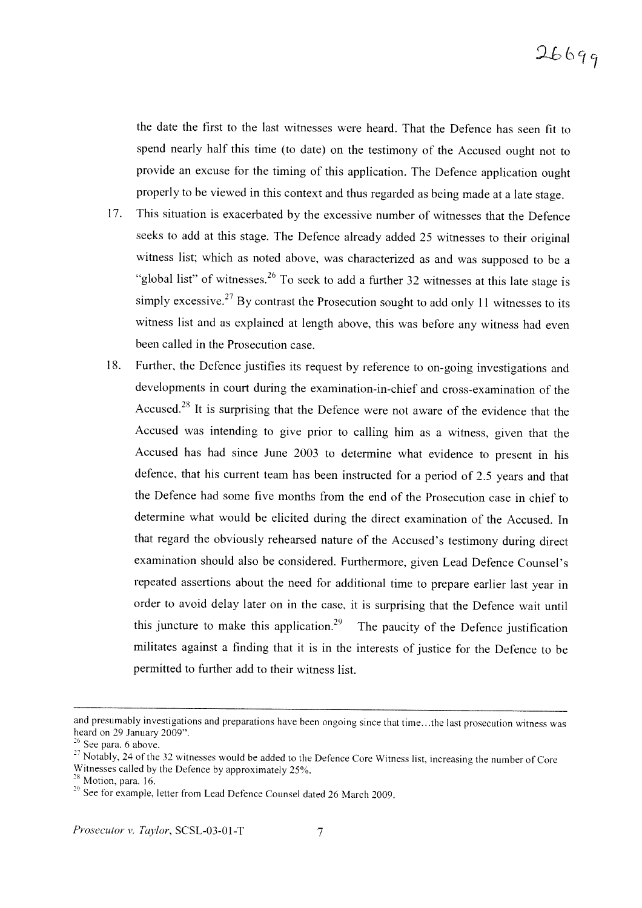the date the first to the last witnesses were heard. That the Defence has seen fit to spend nearly half this time (to date) on the testimony of the Accused ought not to provide an excuse for the timing of this application. The Defence application ought properly to be viewed in this context and thus regarded as being made at a late stage.

17. This situation is exacerbated by the excessive number of witnesses that the Defence seeks to add at this stage. The Defence already added 25 witnesses to their original witness list; which as noted above, was characterized as and was supposed to be a "global list" of witnesses.[26] To seek to add a further 32 witnesses at this late stage is simply excessive.[27] By contrast the Prosecution sought to add only 11 witnesses to its witness list and as explained at length above, this was before any witness had even been called in the Prosecution case.

18. Further, the Defence justifies its request by reference to on-going investigations and developments in court during the examination-in-chief and cross-examination of the Accused.[28] It is surprising that the Defence were not aware of the evidence that the Accused was intending to give prior to calling him as a witness, given that the Accused has had since June 2003 to determine what evidence to present in his defence, that his current team has been instructed for a period of 2.5 years and that the Defence had some five months from the end of the Prosecution case in chief to determine what would be elicited during the direct examination of the Accused. In that regard the obviously rehearsed nature of the Accused's testimony during direct examination should also be considered. Furthermore, given Lead Defence Counsel's repeated assertions about the need for additional time to prepare earlier last year in order to avoid delay later on in the case, it is surprising that the Defence wait until this juncture to make this application.[29] The paucity of the Defence justification militates against a finding that it is in the interests of justice for the Defence to be permitted to further add to their witness list.

---

and presumably investigations and preparations have been ongoing since that time...the last prosecution witness was heard on 29 January 2009".

[26] See para. 6 above.

[27] Notably, 24 of the 32 witnesses would be added to the Defence Core Witness list, increasing the number of Core Witnesses called by the Defence by approximately 25%.

[28] Motion, para. 16.

[29] See for example, letter from Lead Defence Counsel dated 26 March 2009.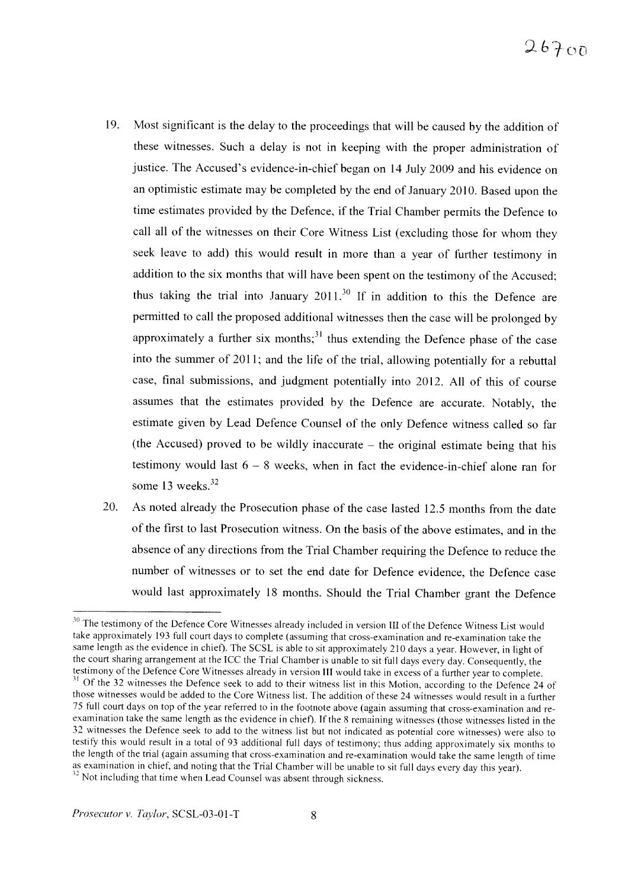19. Most significant is the delay to the proceedings that will be caused by the addition of these witnesses. Such a delay is not in keeping with the proper administration of justice. The Accused's evidence-in-chief began on 14 July 2009 and his evidence on an optimistic estimate may be completed by the end of January 2010. Based upon the time estimates provided by the Defence, if the Trial Chamber permits the Defence to call all of the witnesses on their Core Witness List (excluding those for whom they seek leave to add) this would result in more than a year of further testimony in addition to the six months that will have been spent on the testimony of the Accused; thus taking the trial into January 2011.[30] If in addition to this the Defence are permitted to call the proposed additional witnesses then the case will be prolonged by approximately a further six months;[31] thus extending the Defence phase of the case into the summer of 2011; and the life of the trial, allowing potentially for a rebuttal case, final submissions, and judgment potentially into 2012. All of this of course assumes that the estimates provided by the Defence are accurate. Notably, the estimate given by Lead Defence Counsel of the only Defence witness called so far (the Accused) proved to be wildly inaccurate – the original estimate being that his testimony would last 6 – 8 weeks, when in fact the evidence-in-chief alone ran for some 13 weeks.[32]

20. As noted already the Prosecution phase of the case lasted 12.5 months from the date of the first to last Prosecution witness. On the basis of the above estimates, and in the absence of any directions from the Trial Chamber requiring the Defence to reduce the number of witnesses or to set the end date for Defence evidence, the Defence case would last approximately 18 months. Should the Trial Chamber grant the Defence

---

[30] The testimony of the Defence Core Witnesses already included in version III of the Defence Witness List would take approximately 193 full court days to complete (assuming that cross-examination and re-examination take the same length as the evidence in chief). The SCSL is able to sit approximately 210 days a year. However, in light of the court sharing arrangement at the ICC the Trial Chamber is unable to sit full days every day. Consequently, the testimony of the Defence Core Witnesses already in version III would take in excess of a further year to complete.

[31] Of the 32 witnesses the Defence seek to add to their witness list in this Motion, according to the Defence 24 of those witnesses would be added to the Core Witness list. The addition of these 24 witnesses would result in a further 75 full court days on top of the year referred to in the footnote above (again assuming that cross-examination and re-examination take the same length as the evidence in chief). If the 8 remaining witnesses (those witnesses listed in the 32 witnesses the Defence seek to add to the witness list but not indicated as potential core witnesses) were also to testify this would result in a total of 93 additional full days of testimony; thus adding approximately six months to the length of the trial (again assuming that cross-examination and re-examination would take the same length of time as examination in chief, and noting that the Trial Chamber will be unable to sit full days every day this year).

[32] Not including that time when Lead Counsel was absent through sickness.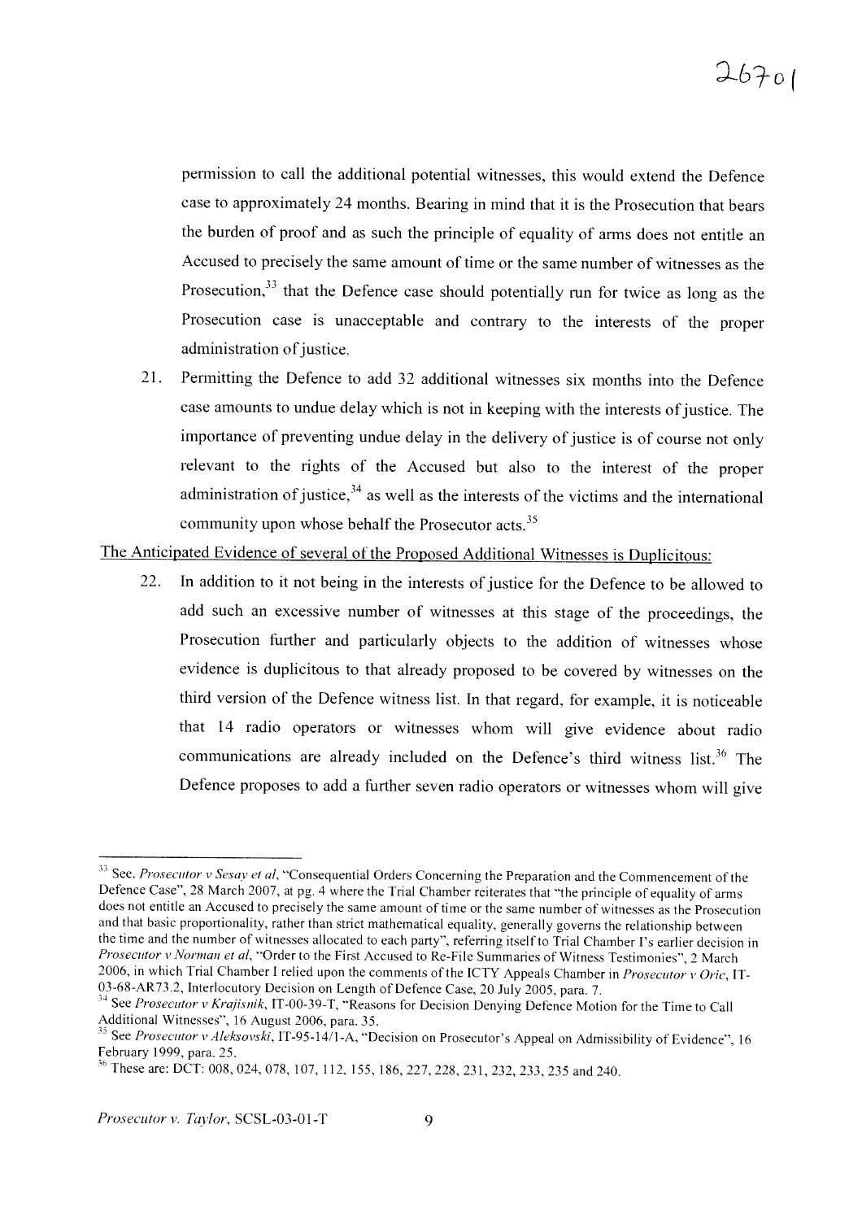permission to call the additional potential witnesses, this would extend the Defence case to approximately 24 months. Bearing in mind that it is the Prosecution that bears the burden of proof and as such the principle of equality of arms does not entitle an Accused to precisely the same amount of time or the same number of witnesses as the Prosecution,[33] that the Defence case should potentially run for twice as long as the Prosecution case is unacceptable and contrary to the interests of the proper administration of justice.

21. Permitting the Defence to add 32 additional witnesses six months into the Defence case amounts to undue delay which is not in keeping with the interests of justice. The importance of preventing undue delay in the delivery of justice is of course not only relevant to the rights of the Accused but also to the interest of the proper administration of justice,[34] as well as the interests of the victims and the international community upon whose behalf the Prosecutor acts.[35]

<u>The Anticipated Evidence of several of the Proposed Additional Witnesses is Duplicitous:</u>

22. In addition to it not being in the interests of justice for the Defence to be allowed to add such an excessive number of witnesses at this stage of the proceedings, the Prosecution further and particularly objects to the addition of witnesses whose evidence is duplicitous to that already proposed to be covered by witnesses on the third version of the Defence witness list. In that regard, for example, it is noticeable that 14 radio operators or witnesses whom will give evidence about radio communications are already included on the Defence's third witness list.[36] The Defence proposes to add a further seven radio operators or witnesses whom will give

---

[33] See. *Prosecutor v Sesay et al*, "Consequential Orders Concerning the Preparation and the Commencement of the Defence Case", 28 March 2007, at pg. 4 where the Trial Chamber reiterates that "the principle of equality of arms does not entitle an Accused to precisely the same amount of time or the same number of witnesses as the Prosecution and that basic proportionality, rather than strict mathematical equality, generally governs the relationship between the time and the number of witnesses allocated to each party", referring itself to Trial Chamber I's earlier decision in *Prosecutor v Norman et al*, "Order to the First Accused to Re-File Summaries of Witness Testimonies", 2 March 2006, in which Trial Chamber I relied upon the comments of the ICTY Appeals Chamber in *Prosecutor v Oric*, IT-03-68-AR73.2, Interlocutory Decision on Length of Defence Case, 20 July 2005, para. 7.

[34] See *Prosecutor v Krajisnik*, IT-00-39-T, "Reasons for Decision Denying Defence Motion for the Time to Call Additional Witnesses", 16 August 2006, para. 35.

[35] See *Prosecutor v Aleksovski*, IT-95-14/1-A, "Decision on Prosecutor's Appeal on Admissibility of Evidence", 16 February 1999, para. 25.

[36] These are: DCT: 008, 024, 078, 107, 112, 155, 186, 227, 228, 231, 232, 233, 235 and 240.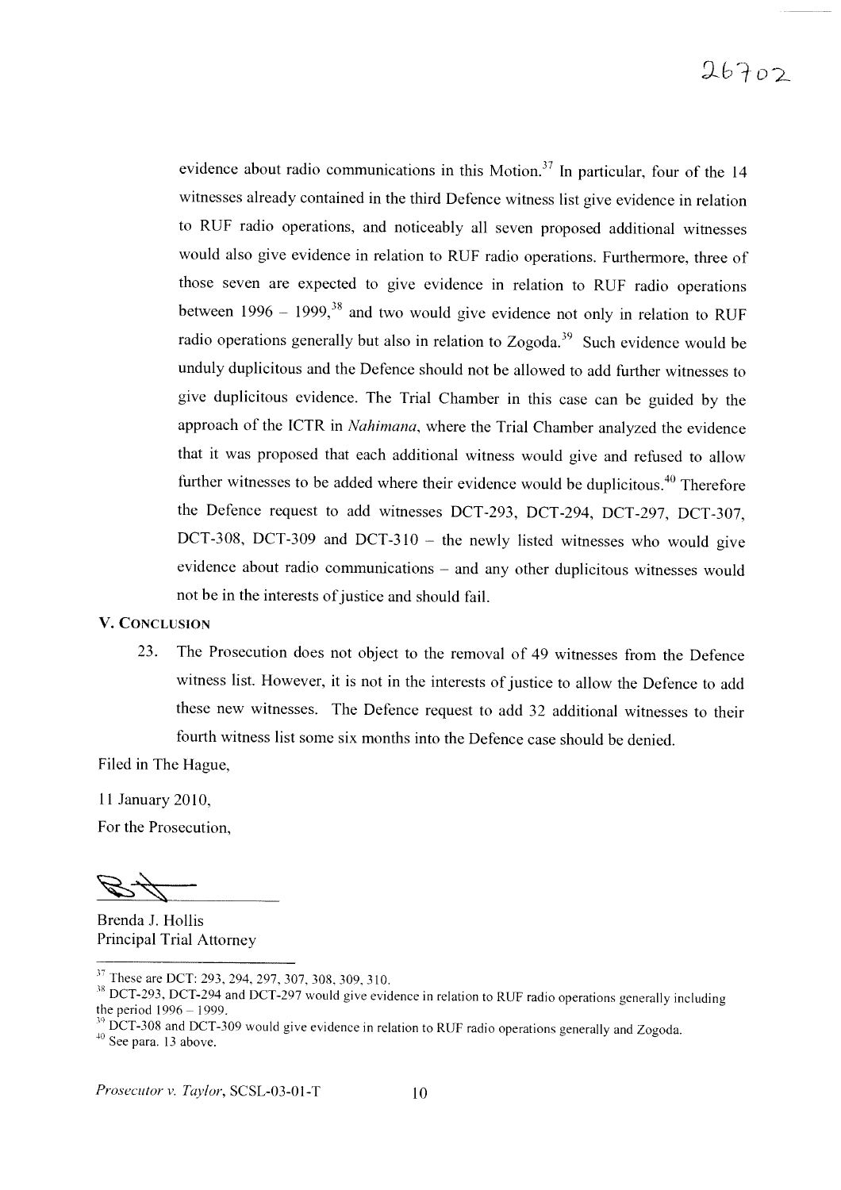evidence about radio communications in this Motion.[37] In particular, four of the 14 witnesses already contained in the third Defence witness list give evidence in relation to RUF radio operations, and noticeably all seven proposed additional witnesses would also give evidence in relation to RUF radio operations. Furthermore, three of those seven are expected to give evidence in relation to RUF radio operations between 1996 – 1999,[38] and two would give evidence not only in relation to RUF radio operations generally but also in relation to Zogoda.[39] Such evidence would be unduly duplicitous and the Defence should not be allowed to add further witnesses to give duplicitous evidence. The Trial Chamber in this case can be guided by the approach of the ICTR in *Nahimana*, where the Trial Chamber analyzed the evidence that it was proposed that each additional witness would give and refused to allow further witnesses to be added where their evidence would be duplicitous.[40] Therefore the Defence request to add witnesses DCT-293, DCT-294, DCT-297, DCT-307, DCT-308, DCT-309 and DCT-310 – the newly listed witnesses who would give evidence about radio communications – and any other duplicitous witnesses would not be in the interests of justice and should fail.

## V. Conclusion

23. The Prosecution does not object to the removal of 49 witnesses from the Defence witness list. However, it is not in the interests of justice to allow the Defence to add these new witnesses. The Defence request to add 32 additional witnesses to their fourth witness list some six months into the Defence case should be denied.

Filed in The Hague,

11 January 2010,

For the Prosecution,

Brenda J. Hollis
Principal Trial Attorney

---

[37] These are DCT: 293, 294, 297, 307, 308, 309, 310.

[38] DCT-293, DCT-294 and DCT-297 would give evidence in relation to RUF radio operations generally including the period 1996 – 1999.

[39] DCT-308 and DCT-309 would give evidence in relation to RUF radio operations generally and Zogoda.

[40] See para. 13 above.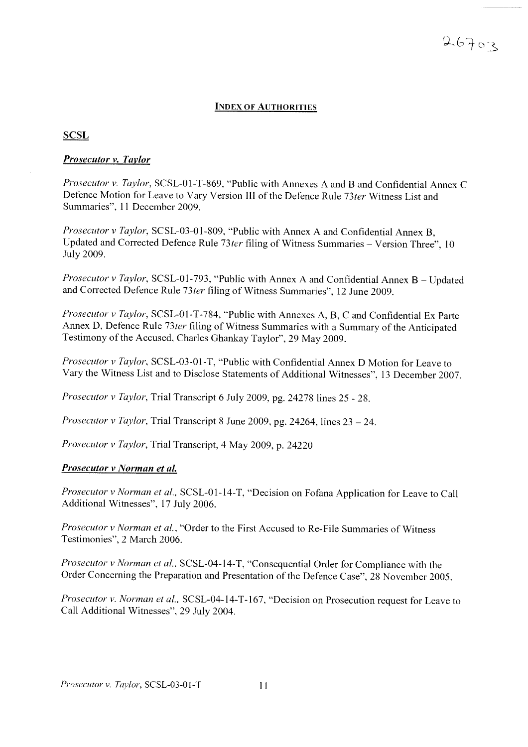## INDEX OF AUTHORITIES

### SCSL

#### *Prosecutor v. Taylor*

*Prosecutor v. Taylor*, SCSL-01-T-869, "Public with Annexes A and B and Confidential Annex C Defence Motion for Leave to Vary Version III of the Defence Rule 73*ter* Witness List and Summaries", 11 December 2009.

*Prosecutor v Taylor*, SCSL-03-01-809, "Public with Annex A and Confidential Annex B, Updated and Corrected Defence Rule 73*ter* filing of Witness Summaries – Version Three", 10 July 2009.

*Prosecutor v Taylor*, SCSL-01-793, "Public with Annex A and Confidential Annex B – Updated and Corrected Defence Rule 73*ter* filing of Witness Summaries", 12 June 2009.

*Prosecutor v Taylor*, SCSL-01-T-784, "Public with Annexes A, B, C and Confidential Ex Parte Annex D, Defence Rule 73*ter* filing of Witness Summaries with a Summary of the Anticipated Testimony of the Accused, Charles Ghankay Taylor", 29 May 2009.

*Prosecutor v Taylor*, SCSL-03-01-T, "Public with Confidential Annex D Motion for Leave to Vary the Witness List and to Disclose Statements of Additional Witnesses", 13 December 2007.

*Prosecutor v Taylor*, Trial Transcript 6 July 2009, pg. 24278 lines 25 - 28.

*Prosecutor v Taylor*, Trial Transcript 8 June 2009, pg. 24264, lines 23 – 24.

*Prosecutor v Taylor*, Trial Transcript, 4 May 2009, p. 24220

#### *Prosecutor v Norman et al.*

*Prosecutor v Norman et al.*, SCSL-01-14-T, "Decision on Fofana Application for Leave to Call Additional Witnesses", 17 July 2006.

*Prosecutor v Norman et al.*, "Order to the First Accused to Re-File Summaries of Witness Testimonies", 2 March 2006.

*Prosecutor v Norman et al.*, SCSL-04-14-T, "Consequential Order for Compliance with the Order Concerning the Preparation and Presentation of the Defence Case", 28 November 2005.

*Prosecutor v. Norman et al.*, SCSL-04-14-T-167, "Decision on Prosecution request for Leave to Call Additional Witnesses", 29 July 2004.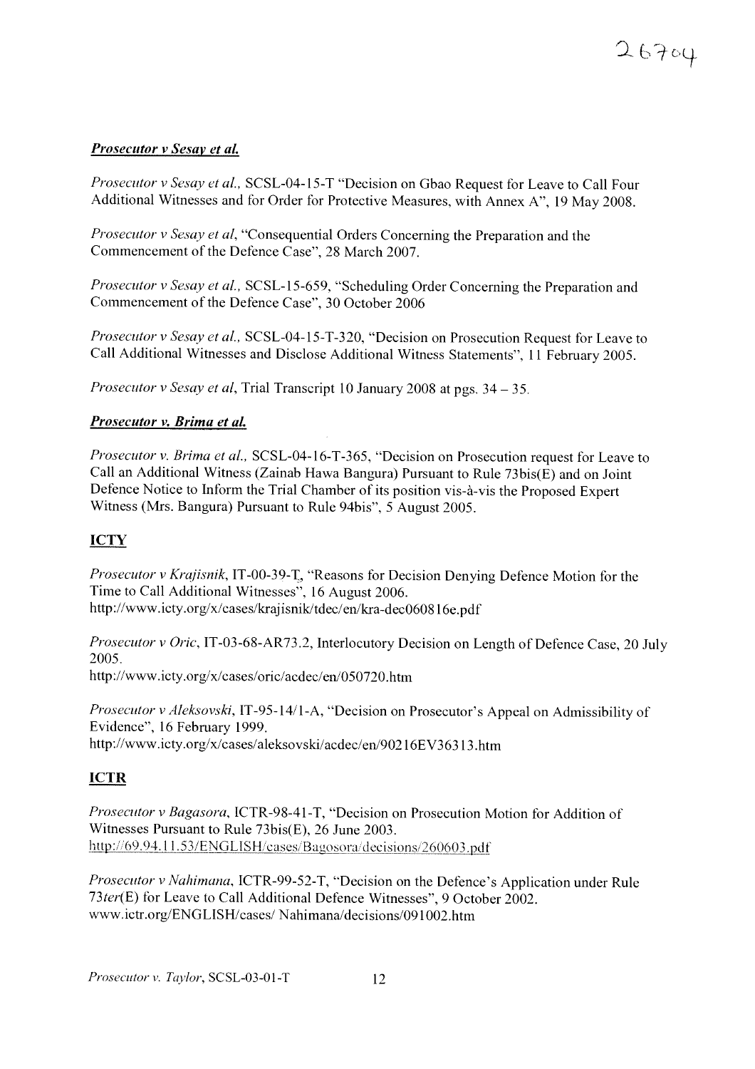***Prosecutor v Sesay et al.***

*Prosecutor v Sesay et al.*, SCSL-04-15-T "Decision on Gbao Request for Leave to Call Four Additional Witnesses and for Order for Protective Measures, with Annex A", 19 May 2008.

*Prosecutor v Sesay et al*, "Consequential Orders Concerning the Preparation and the Commencement of the Defence Case", 28 March 2007.

*Prosecutor v Sesay et al.*, SCSL-15-659, "Scheduling Order Concerning the Preparation and Commencement of the Defence Case", 30 October 2006

*Prosecutor v Sesay et al.*, SCSL-04-15-T-320, "Decision on Prosecution Request for Leave to Call Additional Witnesses and Disclose Additional Witness Statements", 11 February 2005.

*Prosecutor v Sesay et al*, Trial Transcript 10 January 2008 at pgs. 34 – 35.

***Prosecutor v. Brima et al.***

*Prosecutor v. Brima et al.*, SCSL-04-16-T-365, "Decision on Prosecution request for Leave to Call an Additional Witness (Zainab Hawa Bangura) Pursuant to Rule 73bis(E) and on Joint Defence Notice to Inform the Trial Chamber of its position vis-à-vis the Proposed Expert Witness (Mrs. Bangura) Pursuant to Rule 94bis", 5 August 2005.

**ICTY**

*Prosecutor v Krajisnik*, IT-00-39-T, "Reasons for Decision Denying Defence Motion for the Time to Call Additional Witnesses", 16 August 2006.
http://www.icty.org/x/cases/krajisnik/tdec/en/kra-dec060816e.pdf

*Prosecutor v Oric*, IT-03-68-AR73.2, Interlocutory Decision on Length of Defence Case, 20 July 2005.
http://www.icty.org/x/cases/oric/acdec/en/050720.htm

*Prosecutor v Aleksovski*, IT-95-14/1-A, "Decision on Prosecutor's Appeal on Admissibility of Evidence", 16 February 1999.
http://www.icty.org/x/cases/aleksovski/acdec/en/90216EV36313.htm

**ICTR**

*Prosecutor v Bagasora*, ICTR-98-41-T, "Decision on Prosecution Motion for Addition of Witnesses Pursuant to Rule 73bis(E), 26 June 2003.
http://69.94.11.53/ENGLISH/cases/Bagosora/decisions/260603.pdf

*Prosecutor v Nahimana*, ICTR-99-52-T, "Decision on the Defence's Application under Rule 73*ter*(E) for Leave to Call Additional Defence Witnesses", 9 October 2002.
www.ictr.org/ENGLISH/cases/ Nahimana/decisions/091002.htm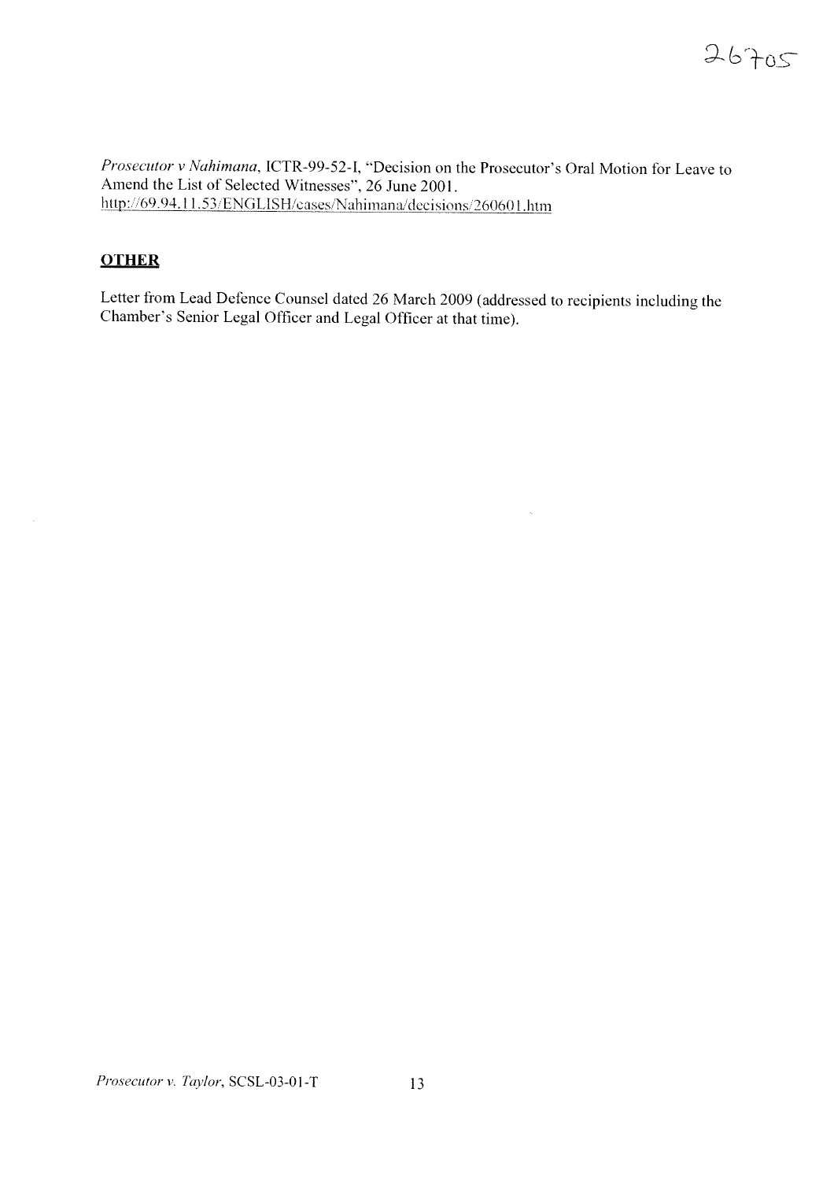*Prosecutor v Nahimana*, ICTR-99-52-I, "Decision on the Prosecutor's Oral Motion for Leave to Amend the List of Selected Witnesses", 26 June 2001. http://69.94.11.53/ENGLISH/cases/Nahimana/decisions/260601.htm

## OTHER

Letter from Lead Defence Counsel dated 26 March 2009 (addressed to recipients including the Chamber's Senior Legal Officer and Legal Officer at that time).